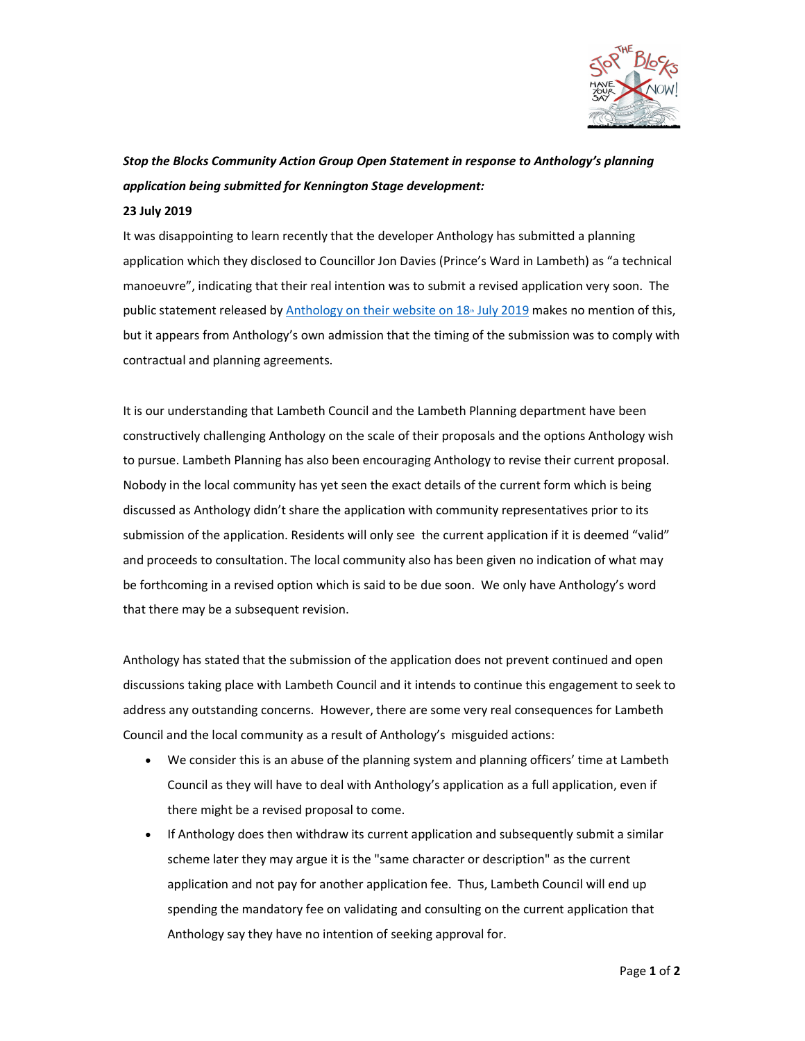***Stop the Blocks Community Action Group Open Statement in response to Anthology's planning application being submitted for Kennington Stage development:***

**23 July 2019**

It was disappointing to learn recently that the developer Anthology has submitted a planning application which they disclosed to Councillor Jon Davies (Prince's Ward in Lambeth) as "a technical manoeuvre", indicating that their real intention was to submit a revised application very soon. The public statement released by [Anthology on their website on 18th July 2019] makes no mention of this, but it appears from Anthology's own admission that the timing of the submission was to comply with contractual and planning agreements.

It is our understanding that Lambeth Council and the Lambeth Planning department have been constructively challenging Anthology on the scale of their proposals and the options Anthology wish to pursue. Lambeth Planning has also been encouraging Anthology to revise their current proposal. Nobody in the local community has yet seen the exact details of the current form which is being discussed as Anthology didn't share the application with community representatives prior to its submission of the application. Residents will only see the current application if it is deemed "valid" and proceeds to consultation. The local community also has been given no indication of what may be forthcoming in a revised option which is said to be due soon. We only have Anthology's word that there may be a subsequent revision.

Anthology has stated that the submission of the application does not prevent continued and open discussions taking place with Lambeth Council and it intends to continue this engagement to seek to address any outstanding concerns. However, there are some very real consequences for Lambeth Council and the local community as a result of Anthology's misguided actions:

- We consider this is an abuse of the planning system and planning officers' time at Lambeth Council as they will have to deal with Anthology's application as a full application, even if there might be a revised proposal to come.
- If Anthology does then withdraw its current application and subsequently submit a similar scheme later they may argue it is the "same character or description" as the current application and not pay for another application fee. Thus, Lambeth Council will end up spending the mandatory fee on validating and consulting on the current application that Anthology say they have no intention of seeking approval for.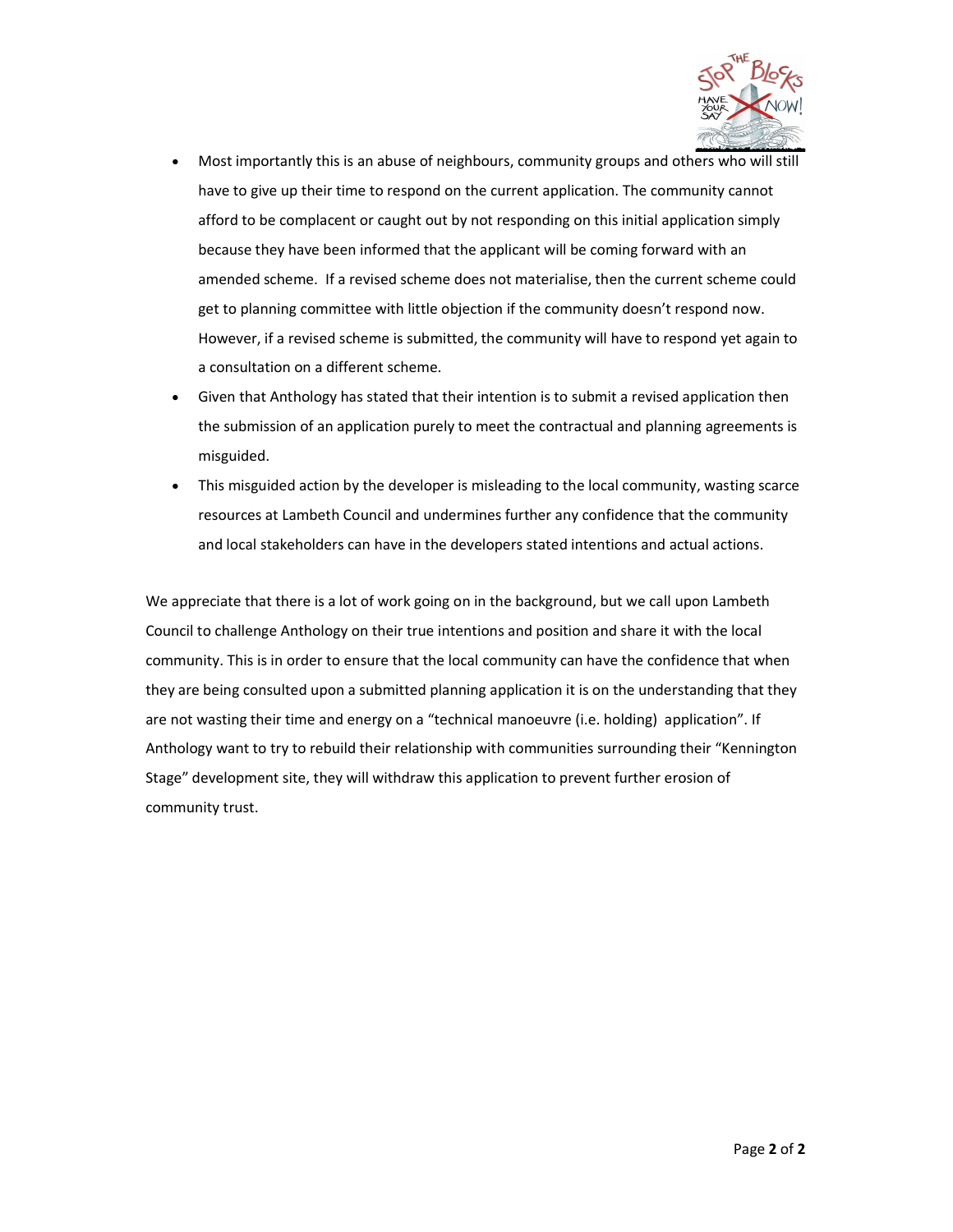- Most importantly this is an abuse of neighbours, community groups and others who will still have to give up their time to respond on the current application. The community cannot afford to be complacent or caught out by not responding on this initial application simply because they have been informed that the applicant will be coming forward with an amended scheme. If a revised scheme does not materialise, then the current scheme could get to planning committee with little objection if the community doesn't respond now. However, if a revised scheme is submitted, the community will have to respond yet again to a consultation on a different scheme.
- Given that Anthology has stated that their intention is to submit a revised application then the submission of an application purely to meet the contractual and planning agreements is misguided.
- This misguided action by the developer is misleading to the local community, wasting scarce resources at Lambeth Council and undermines further any confidence that the community and local stakeholders can have in the developers stated intentions and actual actions.

We appreciate that there is a lot of work going on in the background, but we call upon Lambeth Council to challenge Anthology on their true intentions and position and share it with the local community. This is in order to ensure that the local community can have the confidence that when they are being consulted upon a submitted planning application it is on the understanding that they are not wasting their time and energy on a "technical manoeuvre (i.e. holding) application". If Anthology want to try to rebuild their relationship with communities surrounding their "Kennington Stage" development site, they will withdraw this application to prevent further erosion of community trust.